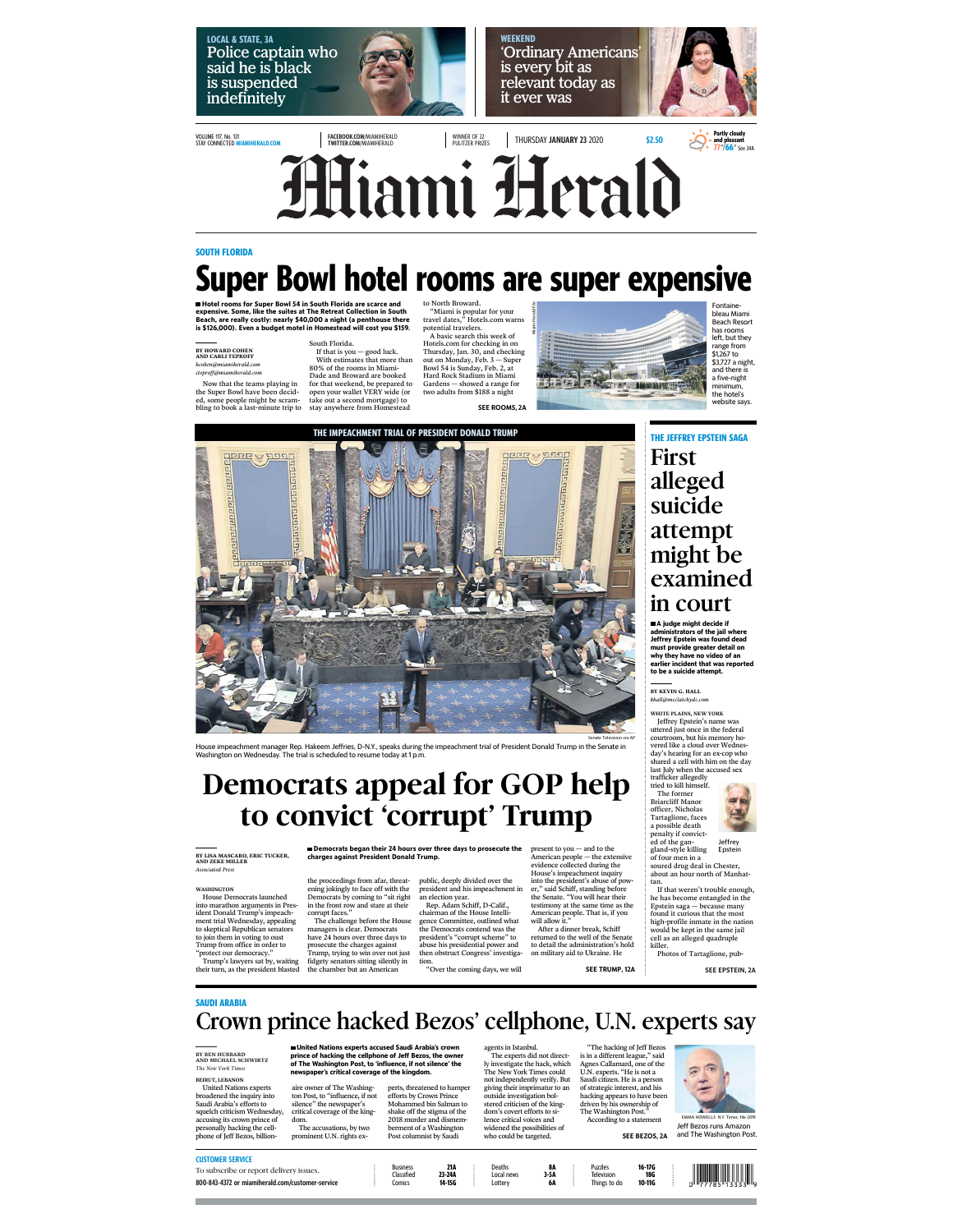LOCAL & STATE, 3A

Police captain who said he is black is suspended indefinitely

WEEKEND

'Ordinary Americans' is every bit as relevant today as it ever was

VOLUME 117, No. 131
STAY CONNECTED MIAMIHERALD.COM

FACEBOOK.COM/MIAMIHERALD
TWITTER.COM/MIAMIHERALD

WINNER OF 22 PULITZER PRIZES

THURSDAY JANUARY 23 2020

$2.50

Partly cloudy and pleasant 77°/66° See 24A

# Miami Herald

SOUTH FLORIDA

## Super Bowl hotel rooms are super expensive

**■ Hotel rooms for Super Bowl 54 in South Florida are scarce and expensive. Some, like the suites at The Retreat Collection in South Beach, are really costly: nearly $40,000 a night (a penthouse there is $126,000). Even a budget motel in Homestead will cost you $159.**

BY HOWARD COHEN AND CARLI TEPROFF
*hcohen@miamiherald.com*
*cteproff@miamiherald.com*

Now that the teams playing in the Super Bowl have been decided, some people might be scrambling to book a last-minute trip to South Florida.

If that is you — good luck.

With estimates that more than 80% of the rooms in Miami-Dade and Broward are booked for that weekend, be prepared to open your wallet VERY wide (or take out a second mortgage) to stay anywhere from Homestead to North Broward.

"Miami is popular for your travel dates," Hotels.com warns potential travelers.

A basic search this week of Hotels.com for checking in on Thursday, Jan. 30, and checking out on Monday, Feb. 3 — Super Bowl 54 is Sunday, Feb. 2, at Hard Rock Stadium in Miami Gardens — showed a range for two adults from $188 a night

SEE ROOMS, 2A

Fontainebleau Miami Beach Resort has rooms left, but they range from $1,267 to $3,727 a night, and there is a five-night minimum, the hotel's website says.

THE IMPEACHMENT TRIAL OF PRESIDENT DONALD TRUMP

Senate Television via AP

House impeachment manager Rep. Hakeem Jeffries, D-N.Y., speaks during the impeachment trial of President Donald Trump in the Senate in Washington on Wednesday. The trial is scheduled to resume today at 1 p.m.

## Democrats appeal for GOP help to convict 'corrupt' Trump

**■ Democrats began their 24 hours over three days to prosecute the charges against President Donald Trump.**

BY LISA MASCARO, ERIC TUCKER, AND ZEKE MILLER
*Associated Press*

WASHINGTON

House Democrats launched into marathon arguments in President Donald Trump's impeachment trial Wednesday, appealing to skeptical Republican senators to join them in voting to oust Trump from office in order to "protect our democracy."

Trump's lawyers sat by, waiting their turn, as the president blasted the proceedings from afar, threatening jokingly to face off with the Democrats by coming to "sit right in the front row and stare at their corrupt faces."

The challenge before the House managers is clear. Democrats have 24 hours over three days to prosecute the charges against Trump, trying to win over not just fidgety senators sitting silently in the chamber but an American public, deeply divided over the president and his impeachment in an election year.

Rep. Adam Schiff, D-Calif., chairman of the House Intelligence Committee, outlined what the Democrats contend was the president's "corrupt scheme" to abuse his presidential power and then obstruct Congress' investigation.

"Over the coming days, we will present to you — and to the American people — the extensive evidence collected during the House's impeachment inquiry into the president's abuse of power," said Schiff, standing before the Senate. "You will hear their testimony at the same time as the American people. That is, if you will allow it."

After a dinner break, Schiff returned to the well of the Senate to detail the administration's hold on military aid to Ukraine. He

SEE TRUMP, 12A

THE JEFFREY EPSTEIN SAGA

## First alleged suicide attempt might be examined in court

**■ A judge might decide if administrators of the jail where Jeffrey Epstein was found dead must provide greater detail on why they have no video of an earlier incident that was reported to be a suicide attempt.**

BY KEVIN G. HALL
*khall@mcclatchydc.com*

WHITE PLAINS, NEW YORK

Jeffrey Epstein's name was uttered just once in the federal courtroom, but his memory hovered like a cloud over Wednesday's hearing for an ex-cop who shared a cell with him on the day last July when the accused sex trafficker allegedly tried to kill himself.

The former Briarcliff Manor officer, Nicholas Tartaglione, faces a possible death penalty if convicted of the gangland-style killing of four men in a soured drug deal in Chester, about an hour north of Manhattan.

If that weren't trouble enough, he has become entangled in the Epstein saga — because many found it curious that the most high-profile inmate in the nation would be kept in the same jail cell as an alleged quadruple killer.

Photos of Tartaglione, pub-

SEE EPSTEIN, 2A

Jeffrey Epstein

SAUDI ARABIA

## Crown prince hacked Bezos' cellphone, U.N. experts say

**■ United Nations experts accused Saudi Arabia's crown prince of hacking the cellphone of Jeff Bezos, the owner of The Washington Post, to 'influence, if not silence' the newspaper's critical coverage of the kingdom.**

BY BEN HUBBARD AND MICHAEL SCHWIRTZ
*The New York Times*

BEIRUT, LEBANON

United Nations experts broadened the inquiry into Saudi Arabia's efforts to squelch criticism Wednesday, accusing its crown prince of personally hacking the cellphone of Jeff Bezos, billionaire owner of The Washington Post, to "influence, if not silence" the newspaper's critical coverage of the kingdom.

The accusations, by two prominent U.N. rights experts, threatened to hamper efforts by Crown Prince Mohammed bin Salman to shake off the stigma of the 2018 murder and dismemberment of a Washington Post columnist by Saudi agents in Istanbul.

The experts did not directly investigate the hack, which The New York Times could not independently verify. But giving their imprimatur to an outside investigation bolstered criticism of the kingdom's covert efforts to silence critical voices and widened the possibilities of who could be targeted.

"The hacking of Jeff Bezos is in a different league," said Agnes Callamard, one of the U.N. experts. "He is not a Saudi citizen. He is a person of strategic interest, and his hacking appears to have been driven by his ownership of The Washington Post."

According to a statement

SEE BEZOS, 2A

EMMA HOWELLS N.Y. Times, file 2019

Jeff Bezos runs Amazon and The Washington Post.

CUSTOMER SERVICE

To subscribe or report delivery issues,
800-843-4372 or miamiherald.com/customer-service

| | | | | | |
|---|---|---|---|---|---|
| Business | 21A | Deaths | 8A | Puzzles | 16-17G |
| Classified | 23-24A | Local news | 3-5A | Television | 18G |
| Comics | 14-15G | Lottery | 6A | Things to do | 10-11G |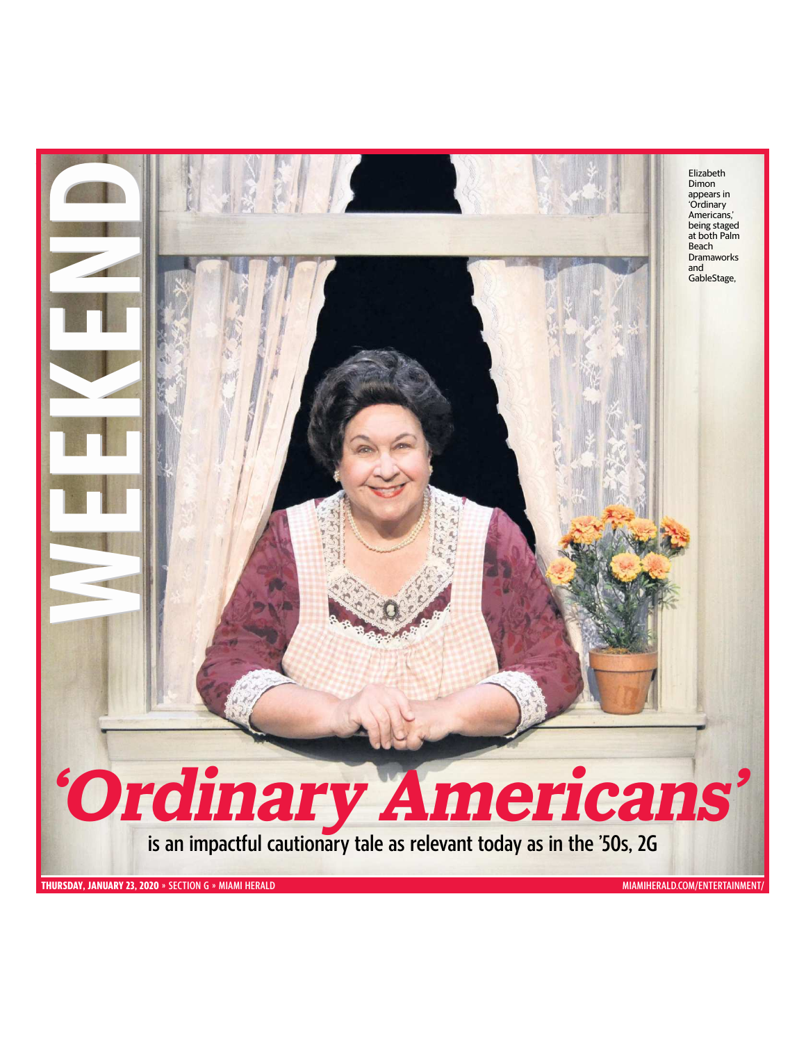# WEEKEND

Elizabeth Dimon appears in 'Ordinary Americans,' being staged at both Palm Beach Dramaworks and GableStage,

# *'Ordinary Americans'*

is an impactful cautionary tale as relevant today as in the '50s, 2G

**THURSDAY, JANUARY 23, 2020** » SECTION G » MIAMI HERALD

MIAMIHERALD.COM/ENTERTAINMENT/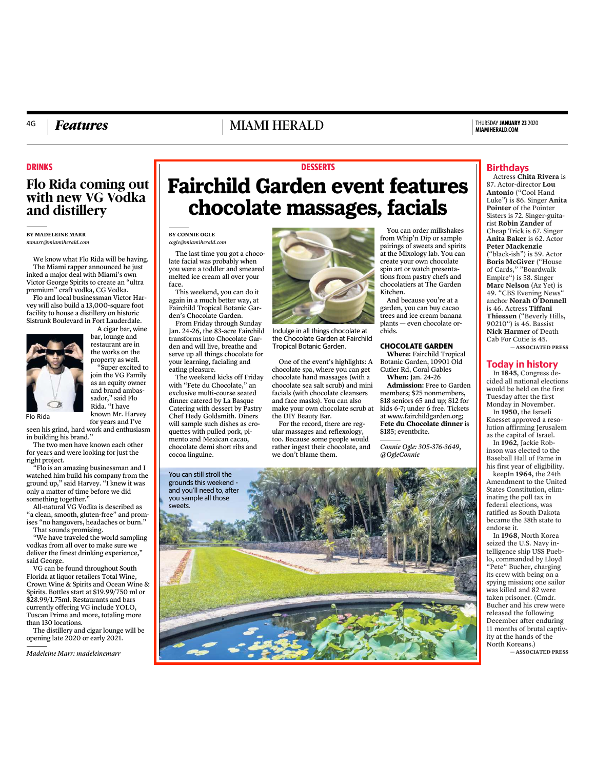DRINKS

## Flo Rida coming out with new VG Vodka and distillery

BY MADELEINE MARR
*mmarr@miamiherald.com*

We know what Flo Rida will be having.

The Miami rapper announced he just inked a major deal with Miami's own Victor George Spirits to create an "ultra premium" craft vodka, CG Vodka.

Flo and local businessman Victor Harvey will also build a 13,000-square foot facility to house a distillery on historic Sistrunk Boulevard in Fort Lauderdale.

A cigar bar, wine bar, lounge and restaurant are in the works on the property as well.

"Super excited to join the VG Family as an equity owner and brand ambassador," said Flo Rida. "I have known Mr. Harvey for years and I've seen his grind, hard work and enthusiasm in building his brand."

Flo Rida

The two men have known each other for years and were looking for just the right project.

"Flo is an amazing businessman and I watched him build his company from the ground up," said Harvey. "I knew it was only a matter of time before we did something together."

All-natural VG Vodka is described as "a clean, smooth, gluten-free" and promises "no hangovers, headaches or burn."

That sounds promising.

"We have traveled the world sampling vodkas from all over to make sure we deliver the finest drinking experience," said George.

VG can be found throughout South Florida at liquor retailers Total Wine, Crown Wine & Spirits and Ocean Wine & Spirits. Bottles start at $19.99/750 ml or $28.99/1.75ml. Restaurants and bars currently offering VG include YOLO, Tuscan Prime and more, totaling more than 130 locations.

The distillery and cigar lounge will be opening late 2020 or early 2021.

*Madeleine Marr: madeleinemarr*

DESSERTS

# Fairchild Garden event features chocolate massages, facials

BY CONNIE OGLE
*cogle@miamiherald.com*

The last time you got a chocolate facial was probably when you were a toddler and smeared melted ice cream all over your face.

This weekend, you can do it again in a much better way, at Fairchild Tropical Botanic Garden's Chocolate Garden.

From Friday through Sunday Jan. 24-26, the 83-acre Fairchild transforms into Chocolate Garden and will live, breathe and serve up all things chocolate for your learning, facialing and eating pleasure.

The weekend kicks off Friday with "Fete du Chocolate," an exclusive multi-course seated dinner catered by La Basque Catering with dessert by Pastry Chef Hedy Goldsmith. Diners will sample such dishes as croquettes with pulled pork, pimento and Mexican cacao, chocolate demi short ribs and cocoa linguine.

Indulge in all things chocolate at the Chocolate Garden at Fairchild Tropical Botanic Garden.

One of the event's highlights: A chocolate spa, where you can get chocolate hand massages (with a chocolate sea salt scrub) and mini facials (with chocolate cleansers and face masks). You can also make your own chocolate scrub at the DIY Beauty Bar.

For the record, there are regular massages and reflexology, too. Because some people would rather ingest their chocolate, and we don't blame them.

You can order milkshakes from Whip'n Dip or sample pairings of sweets and spirits at the Mixology lab. You can create your own chocolate spin art or watch presentations from pastry chefs and chocolatiers at The Garden Kitchen.

And because you're at a garden, you can buy cacao trees and ice cream banana plants — even chocolate orchids.

### CHOCOLATE GARDEN

**Where:** Fairchild Tropical Botanic Garden, 10901 Old Cutler Rd, Coral Gables

**When:** Jan. 24-26

**Admission:** Free to Garden members; $25 nonmembers, $18 seniors 65 and up; $12 for kids 6-7; under 6 free. Tickets at www.fairchildgarden.org; **Fete du Chocolate dinner** is $185; eventbrite.

*Connie Ogle: 305-376-3649, @OgleConnie*

You can still stroll the grounds this weekend - and you'll need to, after you sample all those sweets.

## Birthdays

Actress **Chita Rivera** is 87. Actor-director **Lou Antonio** ("Cool Hand Luke") is 86. Singer **Anita Pointer** of the Pointer Sisters is 72. Singer-guitarist **Robin Zander** of Cheap Trick is 67. Singer **Anita Baker** is 62. Actor **Peter Mackenzie** ("black-ish") is 59. Actor **Boris McGiver** ("House of Cards," "Boardwalk Empire") is 58. Singer **Marc Nelson** (Az Yet) is 49. "CBS Evening News" anchor **Norah O'Donnell** is 46. Actress **Tiffani Thiessen** ("Beverly Hills, 90210") is 46. Bassist **Nick Harmer** of Death Cab For Cutie is 45.

— ASSOCIATED PRESS

## Today in history

In **1845**, Congress decided all national elections would be held on the first Tuesday after the first Monday in November.

In **1950**, the Israeli Knesset approved a resolution affirming Jerusalem as the capital of Israel.

In **1962**, Jackie Robinson was elected to the Baseball Hall of Fame in his first year of eligibility.

keepIn **1964**, the 24th Amendment to the United States Constitution, eliminating the poll tax in federal elections, was ratified as South Dakota became the 38th state to endorse it.

In **1968**, North Korea seized the U.S. Navy intelligence ship USS Pueblo, commanded by Lloyd "Pete" Bucher, charging its crew with being on a spying mission; one sailor was killed and 82 were taken prisoner. (Cmdr. Bucher and his crew were released the following December after enduring 11 months of brutal captivity at the hands of the North Koreans.)

— ASSOCIATED PRESS